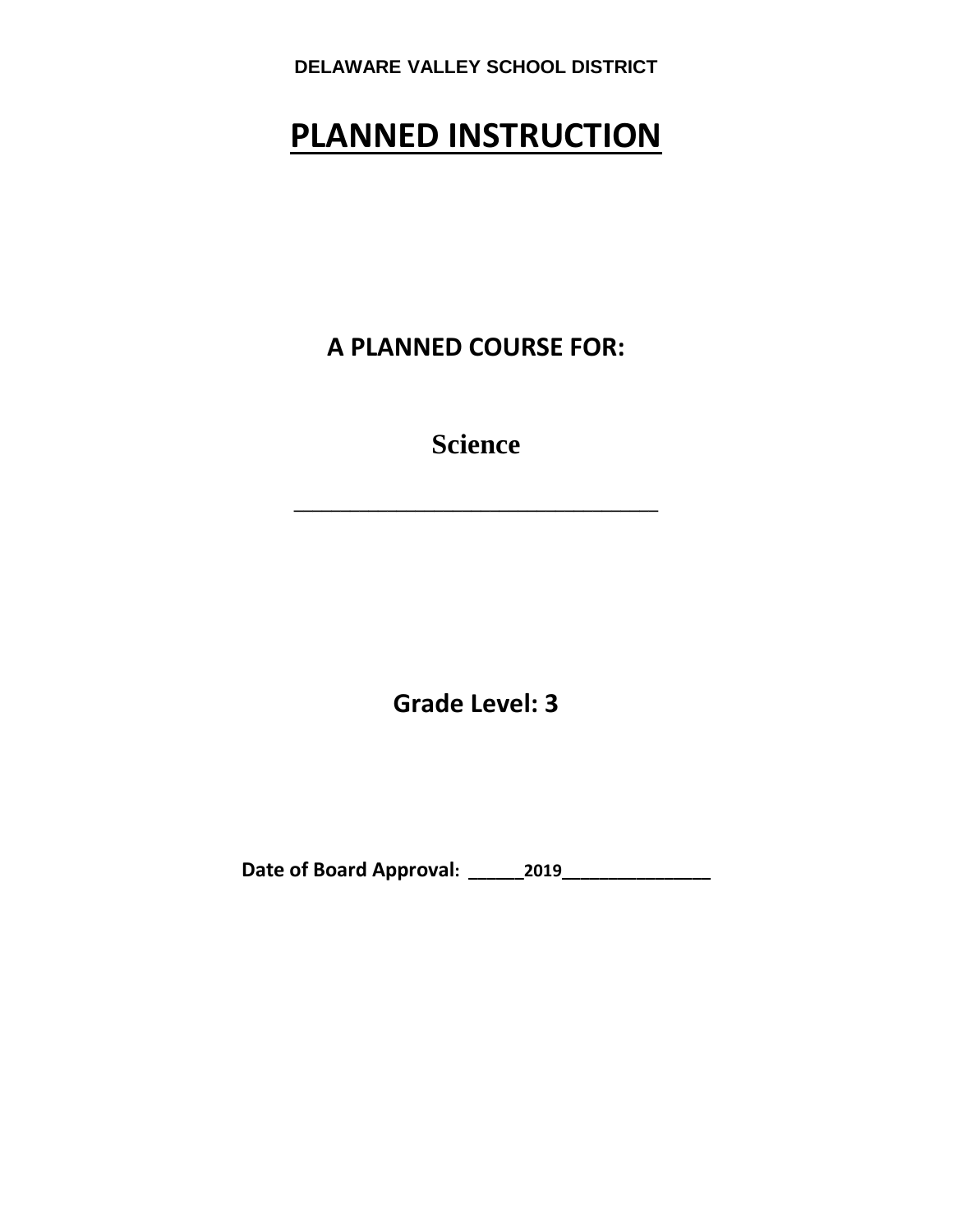**DELAWARE VALLEY SCHOOL DISTRICT**

# PLANNED INSTRUCTION

## A PLANNED COURSE FOR:

**Science**

______________________________

## Grade Level: 3

**Date of Board Approval: _____2019_____________**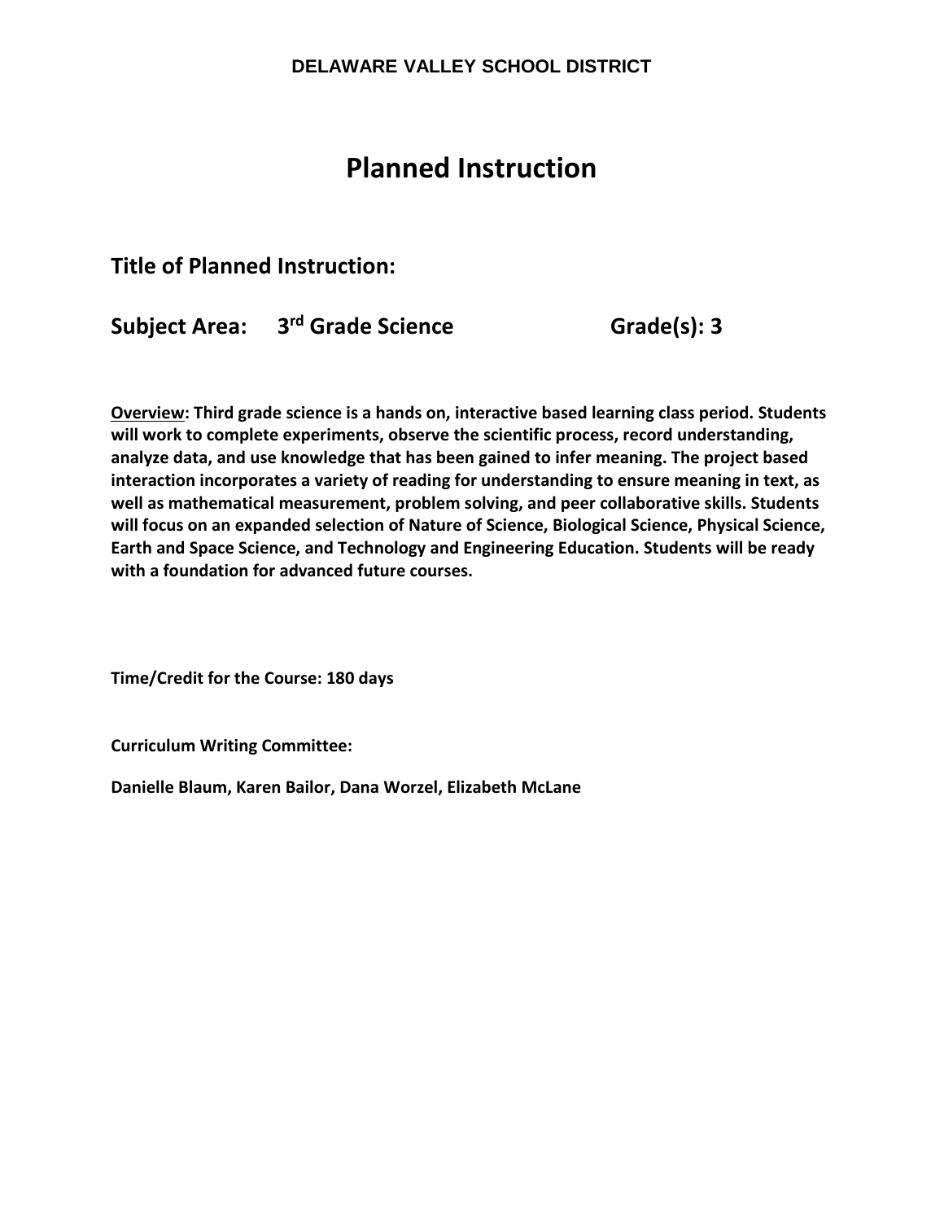**DELAWARE VALLEY SCHOOL DISTRICT**

# Planned Instruction

## Title of Planned Instruction:

## Subject Area: 3rd Grade Science Grade(s): 3

**<u>Overview</u>: Third grade science is a hands on, interactive based learning class period. Students will work to complete experiments, observe the scientific process, record understanding, analyze data, and use knowledge that has been gained to infer meaning. The project based interaction incorporates a variety of reading for understanding to ensure meaning in text, as well as mathematical measurement, problem solving, and peer collaborative skills. Students will focus on an expanded selection of Nature of Science, Biological Science, Physical Science, Earth and Space Science, and Technology and Engineering Education. Students will be ready with a foundation for advanced future courses.**

**Time/Credit for the Course: 180 days**

**Curriculum Writing Committee:**

**Danielle Blaum, Karen Bailor, Dana Worzel, Elizabeth McLane**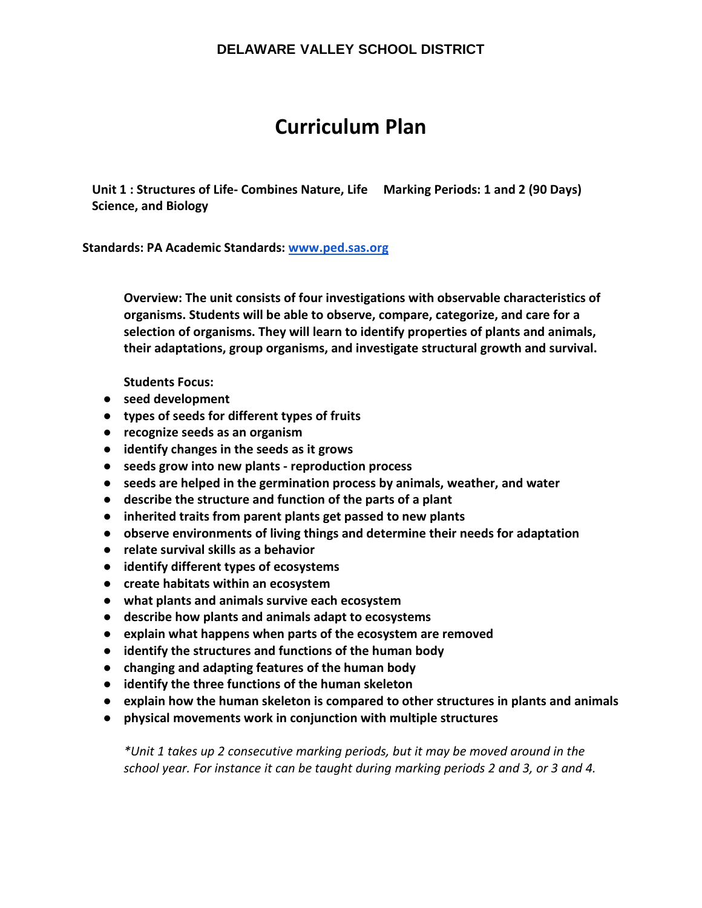**DELAWARE VALLEY SCHOOL DISTRICT**

# Curriculum Plan

**Unit 1 : Structures of Life- Combines Nature, Life Science, and Biology** **Marking Periods: 1 and 2 (90 Days)**

**Standards: PA Academic Standards: [www.ped.sas.org](www.ped.sas.org)**

**Overview: The unit consists of four investigations with observable characteristics of organisms. Students will be able to observe, compare, categorize, and care for a selection of organisms. They will learn to identify properties of plants and animals, their adaptations, group organisms, and investigate structural growth and survival.**

**Students Focus:**

- **seed development**
- **types of seeds for different types of fruits**
- **recognize seeds as an organism**
- **identify changes in the seeds as it grows**
- **seeds grow into new plants - reproduction process**
- **seeds are helped in the germination process by animals, weather, and water**
- **describe the structure and function of the parts of a plant**
- **inherited traits from parent plants get passed to new plants**
- **observe environments of living things and determine their needs for adaptation**
- **relate survival skills as a behavior**
- **identify different types of ecosystems**
- **create habitats within an ecosystem**
- **what plants and animals survive each ecosystem**
- **describe how plants and animals adapt to ecosystems**
- **explain what happens when parts of the ecosystem are removed**
- **identify the structures and functions of the human body**
- **changing and adapting features of the human body**
- **identify the three functions of the human skeleton**
- **explain how the human skeleton is compared to other structures in plants and animals**
- **physical movements work in conjunction with multiple structures**

*\*Unit 1 takes up 2 consecutive marking periods, but it may be moved around in the school year. For instance it can be taught during marking periods 2 and 3, or 3 and 4.*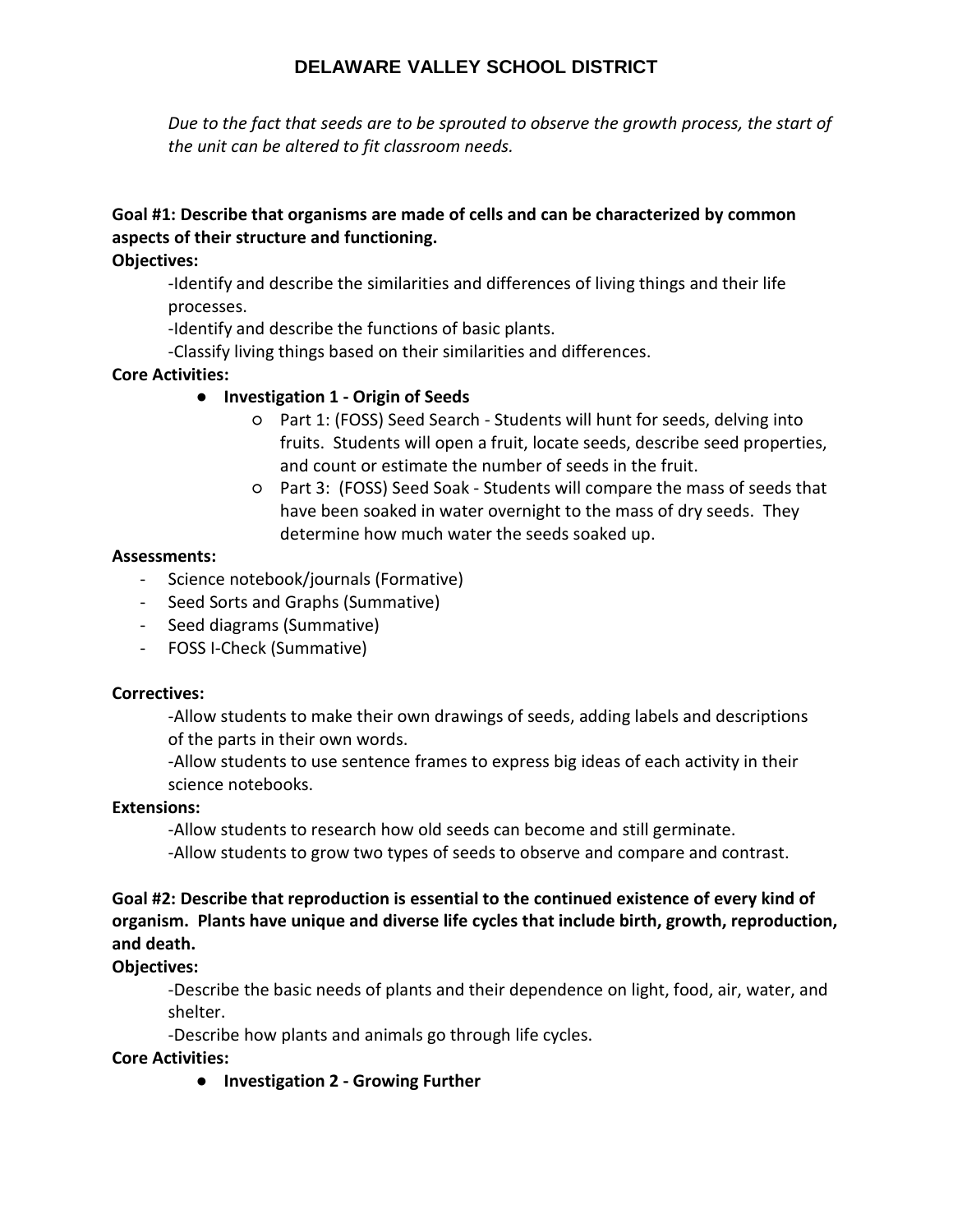*Due to the fact that seeds are to be sprouted to observe the growth process, the start of the unit can be altered to fit classroom needs.*

**Goal #1: Describe that organisms are made of cells and can be characterized by common aspects of their structure and functioning.**

**Objectives:**

-Identify and describe the similarities and differences of living things and their life processes.

-Identify and describe the functions of basic plants.

-Classify living things based on their similarities and differences.

**Core Activities:**

- **Investigation 1 - Origin of Seeds**
  - Part 1: (FOSS) Seed Search - Students will hunt for seeds, delving into fruits. Students will open a fruit, locate seeds, describe seed properties, and count or estimate the number of seeds in the fruit.
  - Part 3: (FOSS) Seed Soak - Students will compare the mass of seeds that have been soaked in water overnight to the mass of dry seeds. They determine how much water the seeds soaked up.

**Assessments:**

- Science notebook/journals (Formative)
- Seed Sorts and Graphs (Summative)
- Seed diagrams (Summative)
- FOSS I-Check (Summative)

**Correctives:**

-Allow students to make their own drawings of seeds, adding labels and descriptions of the parts in their own words.

-Allow students to use sentence frames to express big ideas of each activity in their science notebooks.

**Extensions:**

-Allow students to research how old seeds can become and still germinate.

-Allow students to grow two types of seeds to observe and compare and contrast.

**Goal #2: Describe that reproduction is essential to the continued existence of every kind of organism. Plants have unique and diverse life cycles that include birth, growth, reproduction, and death.**

**Objectives:**

-Describe the basic needs of plants and their dependence on light, food, air, water, and shelter.

-Describe how plants and animals go through life cycles.

**Core Activities:**

- **Investigation 2 - Growing Further**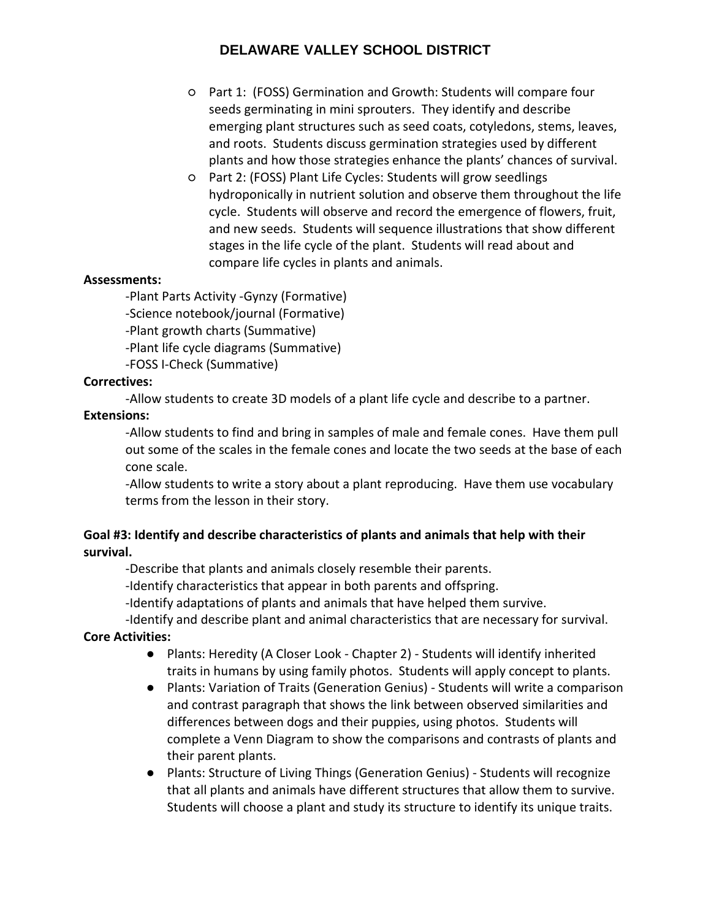- Part 1: (FOSS) Germination and Growth: Students will compare four seeds germinating in mini sprouters. They identify and describe emerging plant structures such as seed coats, cotyledons, stems, leaves, and roots. Students discuss germination strategies used by different plants and how those strategies enhance the plants' chances of survival.
- Part 2: (FOSS) Plant Life Cycles: Students will grow seedlings hydroponically in nutrient solution and observe them throughout the life cycle. Students will observe and record the emergence of flowers, fruit, and new seeds. Students will sequence illustrations that show different stages in the life cycle of the plant. Students will read about and compare life cycles in plants and animals.

**Assessments:**

-Plant Parts Activity -Gynzy (Formative)
-Science notebook/journal (Formative)
-Plant growth charts (Summative)
-Plant life cycle diagrams (Summative)
-FOSS I-Check (Summative)

**Correctives:**

-Allow students to create 3D models of a plant life cycle and describe to a partner.

**Extensions:**

-Allow students to find and bring in samples of male and female cones. Have them pull out some of the scales in the female cones and locate the two seeds at the base of each cone scale.
-Allow students to write a story about a plant reproducing. Have them use vocabulary terms from the lesson in their story.

**Goal #3: Identify and describe characteristics of plants and animals that help with their survival.**

-Describe that plants and animals closely resemble their parents.
-Identify characteristics that appear in both parents and offspring.
-Identify adaptations of plants and animals that have helped them survive.
-Identify and describe plant and animal characteristics that are necessary for survival.

**Core Activities:**

- Plants: Heredity (A Closer Look - Chapter 2) - Students will identify inherited traits in humans by using family photos. Students will apply concept to plants.
- Plants: Variation of Traits (Generation Genius) - Students will write a comparison and contrast paragraph that shows the link between observed similarities and differences between dogs and their puppies, using photos. Students will complete a Venn Diagram to show the comparisons and contrasts of plants and their parent plants.
- Plants: Structure of Living Things (Generation Genius) - Students will recognize that all plants and animals have different structures that allow them to survive. Students will choose a plant and study its structure to identify its unique traits.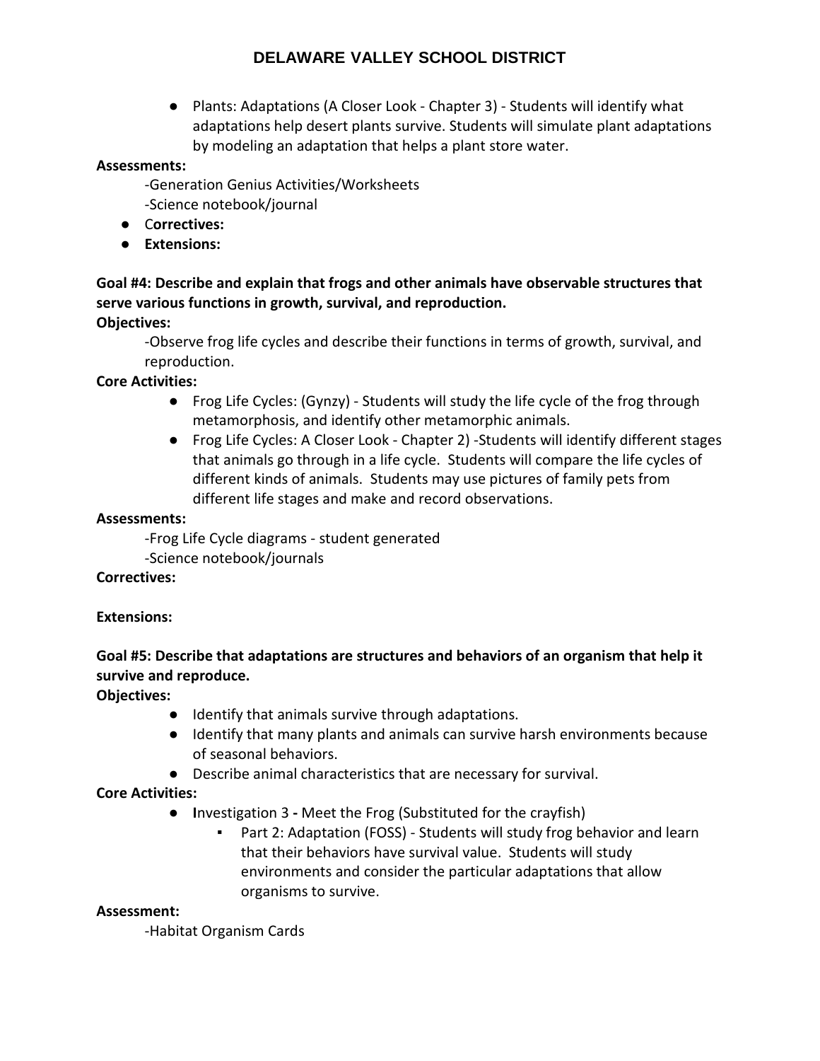- Plants: Adaptations (A Closer Look - Chapter 3) - Students will identify what adaptations help desert plants survive. Students will simulate plant adaptations by modeling an adaptation that helps a plant store water.

**Assessments:**

-Generation Genius Activities/Worksheets

-Science notebook/journal

- C**orrectives:**
- **Extensions:**

**Goal #4: Describe and explain that frogs and other animals have observable structures that serve various functions in growth, survival, and reproduction.**

**Objectives:**

-Observe frog life cycles and describe their functions in terms of growth, survival, and reproduction.

**Core Activities:**

- Frog Life Cycles: (Gynzy) - Students will study the life cycle of the frog through metamorphosis, and identify other metamorphic animals.
- Frog Life Cycles: A Closer Look - Chapter 2) -Students will identify different stages that animals go through in a life cycle. Students will compare the life cycles of different kinds of animals. Students may use pictures of family pets from different life stages and make and record observations.

**Assessments:**

-Frog Life Cycle diagrams - student generated

-Science notebook/journals

**Correctives:**

**Extensions:**

**Goal #5: Describe that adaptations are structures and behaviors of an organism that help it survive and reproduce.**

**Objectives:**

- Identify that animals survive through adaptations.
- Identify that many plants and animals can survive harsh environments because of seasonal behaviors.
- Describe animal characteristics that are necessary for survival.

**Core Activities:**

- **I**nvestigation 3 **-** Meet the Frog (Substituted for the crayfish)
  - Part 2: Adaptation (FOSS) - Students will study frog behavior and learn that their behaviors have survival value. Students will study environments and consider the particular adaptations that allow organisms to survive.

**Assessment:**

-Habitat Organism Cards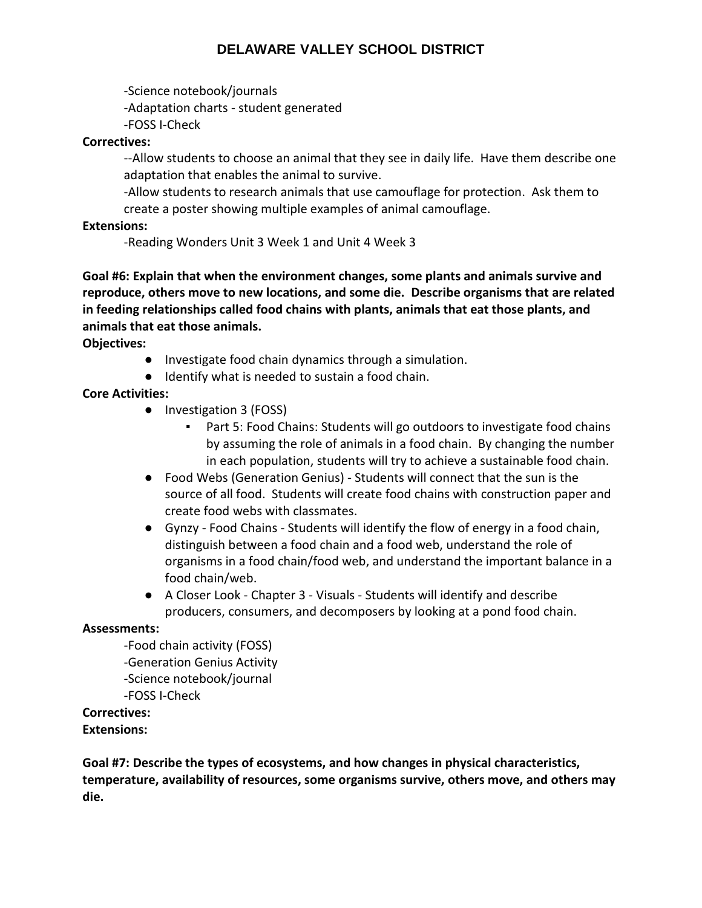-Science notebook/journals
-Adaptation charts - student generated
-FOSS I-Check

**Correctives:**

--Allow students to choose an animal that they see in daily life. Have them describe one adaptation that enables the animal to survive.
-Allow students to research animals that use camouflage for protection. Ask them to create a poster showing multiple examples of animal camouflage.

**Extensions:**

-Reading Wonders Unit 3 Week 1 and Unit 4 Week 3

**Goal #6: Explain that when the environment changes, some plants and animals survive and reproduce, others move to new locations, and some die. Describe organisms that are related in feeding relationships called food chains with plants, animals that eat those plants, and animals that eat those animals.**

**Objectives:**

- Investigate food chain dynamics through a simulation.
- Identify what is needed to sustain a food chain.

**Core Activities:**

- Investigation 3 (FOSS)
  - Part 5: Food Chains: Students will go outdoors to investigate food chains by assuming the role of animals in a food chain. By changing the number in each population, students will try to achieve a sustainable food chain.
- Food Webs (Generation Genius) - Students will connect that the sun is the source of all food. Students will create food chains with construction paper and create food webs with classmates.
- Gynzy - Food Chains - Students will identify the flow of energy in a food chain, distinguish between a food chain and a food web, understand the role of organisms in a food chain/food web, and understand the important balance in a food chain/web.
- A Closer Look - Chapter 3 - Visuals - Students will identify and describe producers, consumers, and decomposers by looking at a pond food chain.

**Assessments:**

-Food chain activity (FOSS)
-Generation Genius Activity
-Science notebook/journal
-FOSS I-Check

**Correctives:**

**Extensions:**

**Goal #7: Describe the types of ecosystems, and how changes in physical characteristics, temperature, availability of resources, some organisms survive, others move, and others may die.**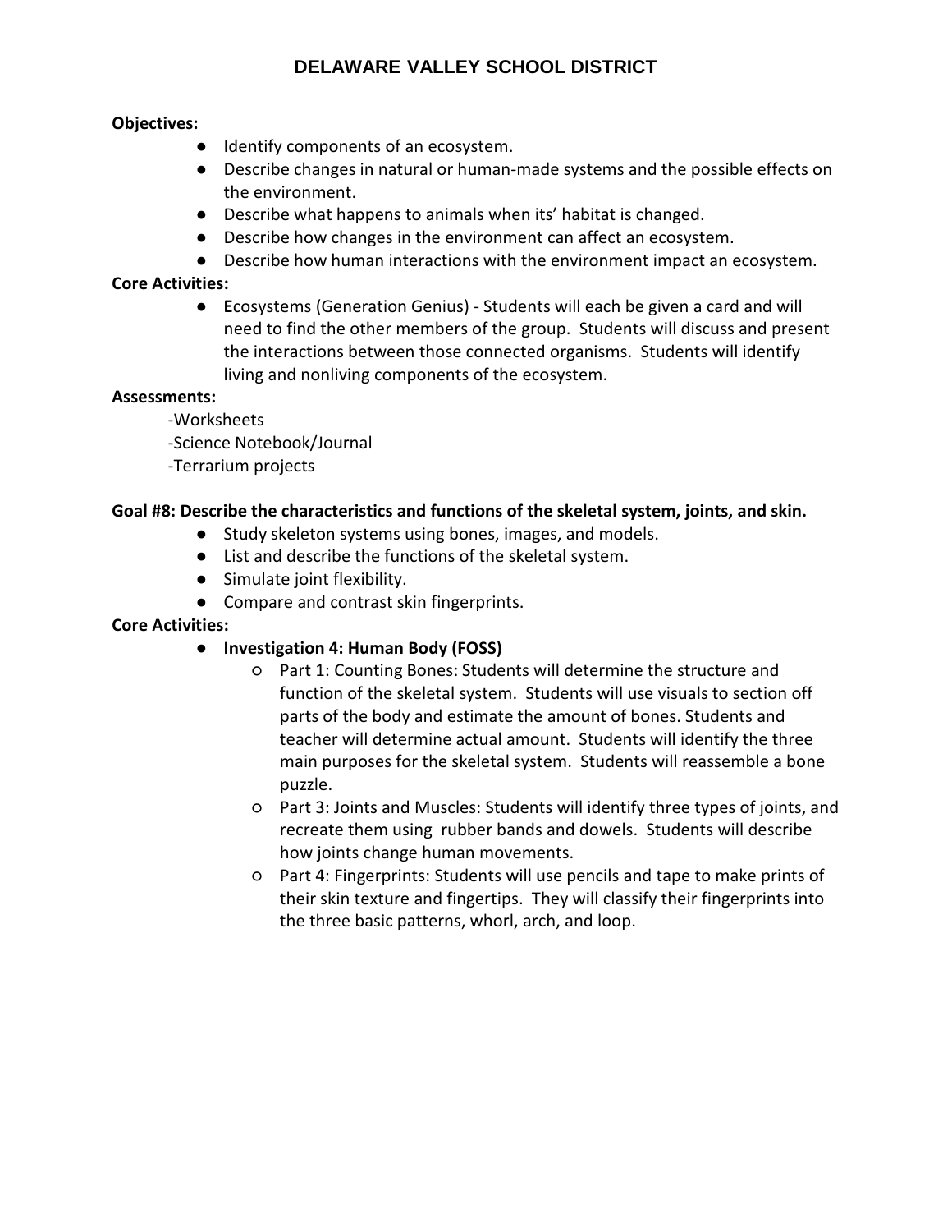**Objectives:**

- Identify components of an ecosystem.
- Describe changes in natural or human-made systems and the possible effects on the environment.
- Describe what happens to animals when its' habitat is changed.
- Describe how changes in the environment can affect an ecosystem.
- Describe how human interactions with the environment impact an ecosystem.

**Core Activities:**

- **E**cosystems (Generation Genius) - Students will each be given a card and will need to find the other members of the group. Students will discuss and present the interactions between those connected organisms. Students will identify living and nonliving components of the ecosystem.

**Assessments:**

-Worksheets
-Science Notebook/Journal
-Terrarium projects

**Goal #8: Describe the characteristics and functions of the skeletal system, joints, and skin.**

- Study skeleton systems using bones, images, and models.
- List and describe the functions of the skeletal system.
- Simulate joint flexibility.
- Compare and contrast skin fingerprints.

**Core Activities:**

- **Investigation 4: Human Body (FOSS)**
  - Part 1: Counting Bones: Students will determine the structure and function of the skeletal system. Students will use visuals to section off parts of the body and estimate the amount of bones. Students and teacher will determine actual amount. Students will identify the three main purposes for the skeletal system. Students will reassemble a bone puzzle.
  - Part 3: Joints and Muscles: Students will identify three types of joints, and recreate them using rubber bands and dowels. Students will describe how joints change human movements.
  - Part 4: Fingerprints: Students will use pencils and tape to make prints of their skin texture and fingertips. They will classify their fingerprints into the three basic patterns, whorl, arch, and loop.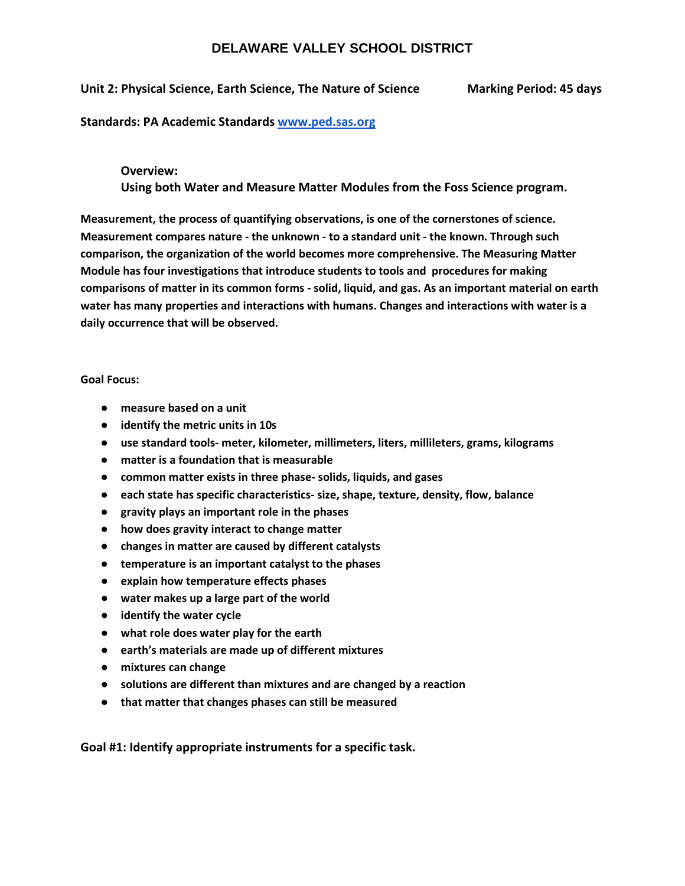# DELAWARE VALLEY SCHOOL DISTRICT

**Unit 2: Physical Science, Earth Science, The Nature of Science** **Marking Period: 45 days**

**Standards: PA Academic Standards [www.ped.sas.org](www.ped.sas.org)**

**Overview:**
**Using both Water and Measure Matter Modules from the Foss Science program.**

**Measurement, the process of quantifying observations, is one of the cornerstones of science. Measurement compares nature - the unknown - to a standard unit - the known. Through such comparison, the organization of the world becomes more comprehensive. The Measuring Matter Module has four investigations that introduce students to tools and procedures for making comparisons of matter in its common forms - solid, liquid, and gas. As an important material on earth water has many properties and interactions with humans. Changes and interactions with water is a daily occurrence that will be observed.**

**Goal Focus:**

- **measure based on a unit**
- **identify the metric units in 10s**
- **use standard tools- meter, kilometer, millimeters, liters, millileters, grams, kilograms**
- **matter is a foundation that is measurable**
- **common matter exists in three phase- solids, liquids, and gases**
- **each state has specific characteristics- size, shape, texture, density, flow, balance**
- **gravity plays an important role in the phases**
- **how does gravity interact to change matter**
- **changes in matter are caused by different catalysts**
- **temperature is an important catalyst to the phases**
- **explain how temperature effects phases**
- **water makes up a large part of the world**
- **identify the water cycle**
- **what role does water play for the earth**
- **earth's materials are made up of different mixtures**
- **mixtures can change**
- **solutions are different than mixtures and are changed by a reaction**
- **that matter that changes phases can still be measured**

**Goal #1: Identify appropriate instruments for a specific task.**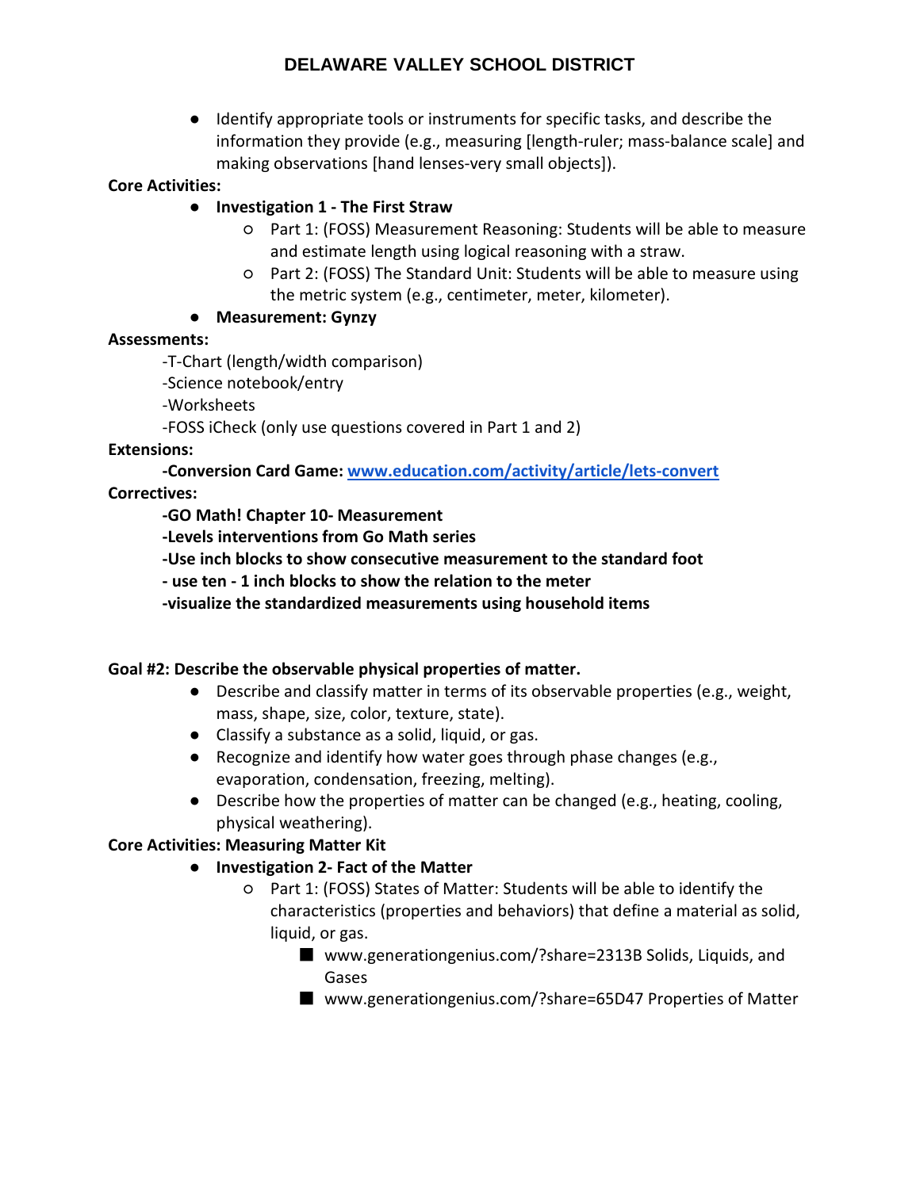- Identify appropriate tools or instruments for specific tasks, and describe the information they provide (e.g., measuring [length-ruler; mass-balance scale] and making observations [hand lenses-very small objects]).

**Core Activities:**

- **Investigation 1 - The First Straw**
  - Part 1: (FOSS) Measurement Reasoning: Students will be able to measure and estimate length using logical reasoning with a straw.
  - Part 2: (FOSS) The Standard Unit: Students will be able to measure using the metric system (e.g., centimeter, meter, kilometer).
- **Measurement: Gynzy**

**Assessments:**

-T-Chart (length/width comparison)
-Science notebook/entry
-Worksheets
-FOSS iCheck (only use questions covered in Part 1 and 2)

**Extensions:**

**-Conversion Card Game: [www.education.com/activity/article/lets-convert](www.education.com/activity/article/lets-convert)**

**Correctives:**

**-GO Math! Chapter 10- Measurement**
**-Levels interventions from Go Math series**
**-Use inch blocks to show consecutive measurement to the standard foot**
**- use ten - 1 inch blocks to show the relation to the meter**
**-visualize the standardized measurements using household items**

**Goal #2: Describe the observable physical properties of matter.**

- Describe and classify matter in terms of its observable properties (e.g., weight, mass, shape, size, color, texture, state).
- Classify a substance as a solid, liquid, or gas.
- Recognize and identify how water goes through phase changes (e.g., evaporation, condensation, freezing, melting).
- Describe how the properties of matter can be changed (e.g., heating, cooling, physical weathering).

**Core Activities: Measuring Matter Kit**

- **Investigation 2- Fact of the Matter**
  - Part 1: (FOSS) States of Matter: Students will be able to identify the characteristics (properties and behaviors) that define a material as solid, liquid, or gas.
    - www.generationgenius.com/?share=2313B Solids, Liquids, and Gases
    - www.generationgenius.com/?share=65D47 Properties of Matter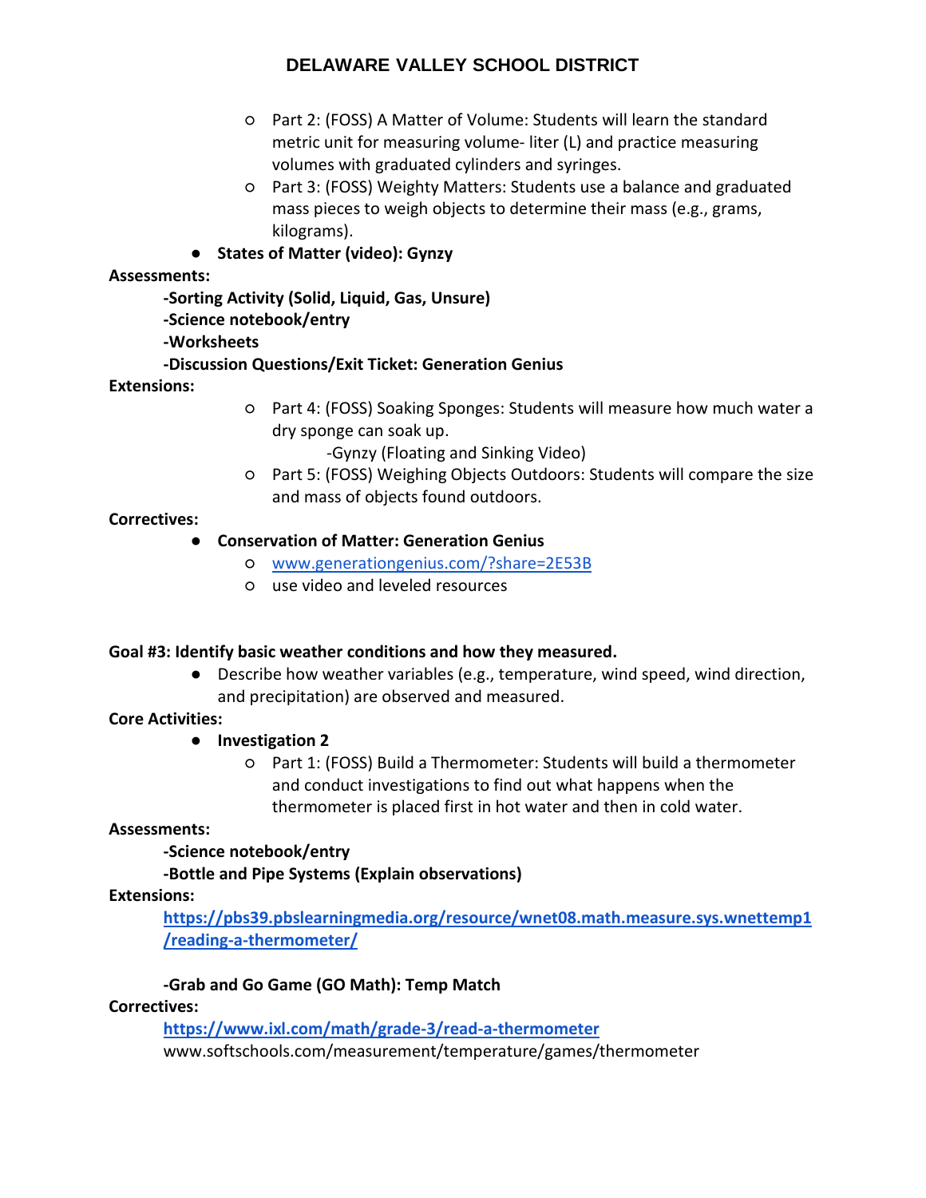- Part 2: (FOSS) A Matter of Volume: Students will learn the standard metric unit for measuring volume- liter (L) and practice measuring volumes with graduated cylinders and syringes.
  - Part 3: (FOSS) Weighty Matters: Students use a balance and graduated mass pieces to weigh objects to determine their mass (e.g., grams, kilograms).
- **States of Matter (video): Gynzy**

**Assessments:**

**-Sorting Activity (Solid, Liquid, Gas, Unsure)**

**-Science notebook/entry**

**-Worksheets**

**-Discussion Questions/Exit Ticket: Generation Genius**

**Extensions:**

- Part 4: (FOSS) Soaking Sponges: Students will measure how much water a dry sponge can soak up.
  - -Gynzy (Floating and Sinking Video)
- Part 5: (FOSS) Weighing Objects Outdoors: Students will compare the size and mass of objects found outdoors.

**Correctives:**

- **Conservation of Matter: Generation Genius**
  - www.generationgenius.com/?share=2E53B
  - use video and leveled resources

**Goal #3: Identify basic weather conditions and how they measured.**

- Describe how weather variables (e.g., temperature, wind speed, wind direction, and precipitation) are observed and measured.

**Core Activities:**

- **Investigation 2**
  - Part 1: (FOSS) Build a Thermometer: Students will build a thermometer and conduct investigations to find out what happens when the thermometer is placed first in hot water and then in cold water.

**Assessments:**

**-Science notebook/entry**

**-Bottle and Pipe Systems (Explain observations)**

**Extensions:**

**https://pbs39.pbslearningmedia.org/resource/wnet08.math.measure.sys.wnettemp1/reading-a-thermometer/**

**-Grab and Go Game (GO Math): Temp Match**

**Correctives:**

**https://www.ixl.com/math/grade-3/read-a-thermometer**

www.softschools.com/measurement/temperature/games/thermometer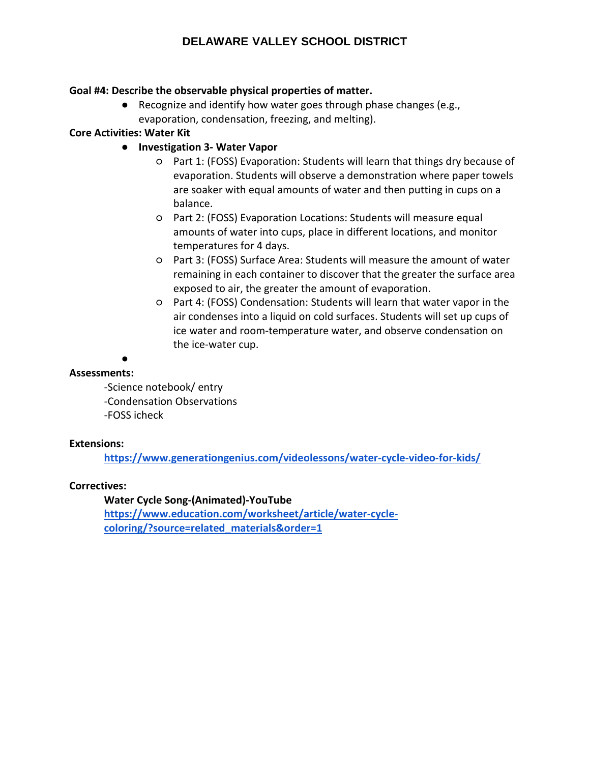**Goal #4: Describe the observable physical properties of matter.**

- Recognize and identify how water goes through phase changes (e.g., evaporation, condensation, freezing, and melting).

**Core Activities: Water Kit**

- **Investigation 3- Water Vapor**
    - Part 1: (FOSS) Evaporation: Students will learn that things dry because of evaporation. Students will observe a demonstration where paper towels are soaker with equal amounts of water and then putting in cups on a balance.
    - Part 2: (FOSS) Evaporation Locations: Students will measure equal amounts of water into cups, place in different locations, and monitor temperatures for 4 days.
    - Part 3: (FOSS) Surface Area: Students will measure the amount of water remaining in each container to discover that the greater the surface area exposed to air, the greater the amount of evaporation.
    - Part 4: (FOSS) Condensation: Students will learn that water vapor in the air condenses into a liquid on cold surfaces. Students will set up cups of ice water and room-temperature water, and observe condensation on the ice-water cup.
- 

**Assessments:**

-Science notebook/ entry
-Condensation Observations
-FOSS icheck

**Extensions:**

**https://www.generationgenius.com/videolessons/water-cycle-video-for-kids/**

**Correctives:**

**Water Cycle Song-(Animated)-YouTube**
**https://www.education.com/worksheet/article/water-cycle-coloring/?source=related_materials&order=1**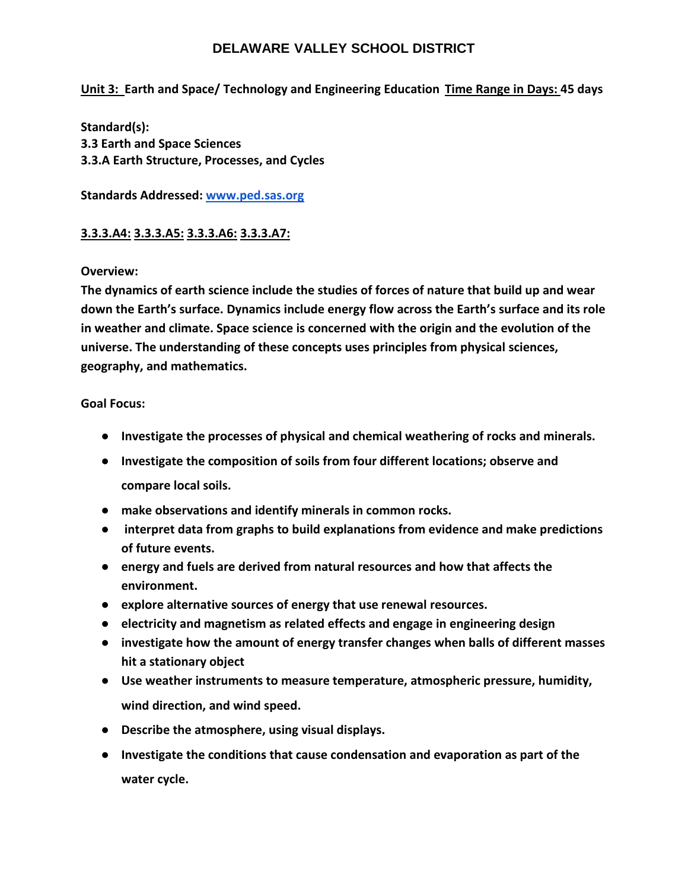# DELAWARE VALLEY SCHOOL DISTRICT

**Unit 3: Earth and Space/ Technology and Engineering Education Time Range in Days: 45 days**

**Standard(s):**
**3.3 Earth and Space Sciences**
**3.3.A Earth Structure, Processes, and Cycles**

**Standards Addressed: www.ped.sas.org**

**3.3.3.A4: 3.3.3.A5: 3.3.3.A6: 3.3.3.A7:**

**Overview:**

**The dynamics of earth science include the studies of forces of nature that build up and wear down the Earth's surface. Dynamics include energy flow across the Earth's surface and its role in weather and climate. Space science is concerned with the origin and the evolution of the universe. The understanding of these concepts uses principles from physical sciences, geography, and mathematics.**

**Goal Focus:**

- **Investigate the processes of physical and chemical weathering of rocks and minerals.**
- **Investigate the composition of soils from four different locations; observe and compare local soils.**
- **make observations and identify minerals in common rocks.**
- **interpret data from graphs to build explanations from evidence and make predictions of future events.**
- **energy and fuels are derived from natural resources and how that affects the environment.**
- **explore alternative sources of energy that use renewal resources.**
- **electricity and magnetism as related effects and engage in engineering design**
- **investigate how the amount of energy transfer changes when balls of different masses hit a stationary object**
- **Use weather instruments to measure temperature, atmospheric pressure, humidity, wind direction, and wind speed.**
- **Describe the atmosphere, using visual displays.**
- **Investigate the conditions that cause condensation and evaporation as part of the water cycle.**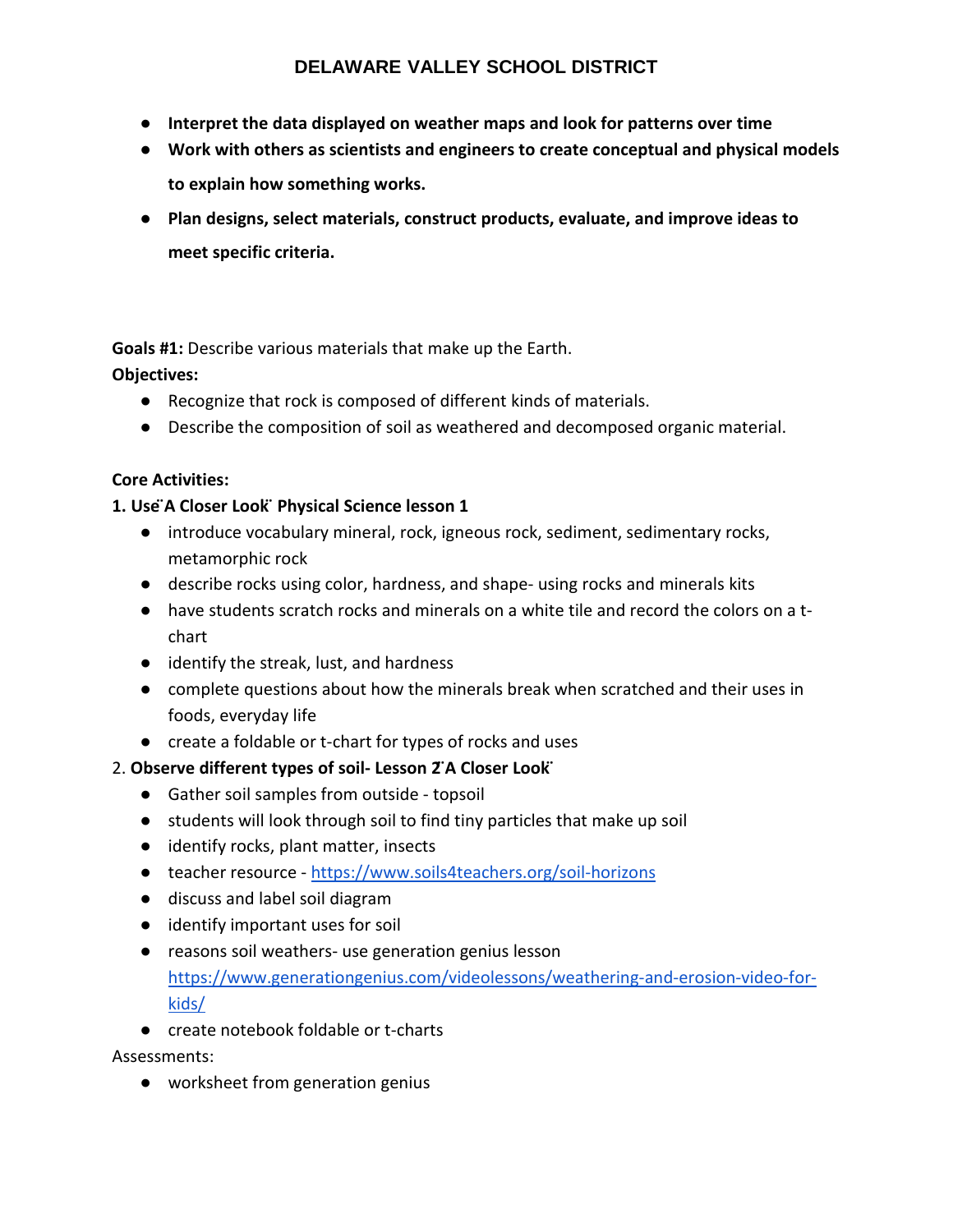- **Interpret the data displayed on weather maps and look for patterns over time**
- **Work with others as scientists and engineers to create conceptual and physical models to explain how something works.**
- **Plan designs, select materials, construct products, evaluate, and improve ideas to meet specific criteria.**

**Goals #1:** Describe various materials that make up the Earth.

**Objectives:**

- Recognize that rock is composed of different kinds of materials.
- Describe the composition of soil as weathered and decomposed organic material.

**Core Activities:**

**1. Use "A Closer Look" Physical Science lesson 1**

- introduce vocabulary mineral, rock, igneous rock, sediment, sedimentary rocks, metamorphic rock
- describe rocks using color, hardness, and shape- using rocks and minerals kits
- have students scratch rocks and minerals on a white tile and record the colors on a t-chart
- identify the streak, lust, and hardness
- complete questions about how the minerals break when scratched and their uses in foods, everyday life
- create a foldable or t-chart for types of rocks and uses

2. **Observe different types of soil- Lesson 2 "A Closer Look"**

- Gather soil samples from outside - topsoil
- students will look through soil to find tiny particles that make up soil
- identify rocks, plant matter, insects
- teacher resource - https://www.soils4teachers.org/soil-horizons
- discuss and label soil diagram
- identify important uses for soil
- reasons soil weathers- use generation genius lesson https://www.generationgenius.com/videolessons/weathering-and-erosion-video-for-kids/
- create notebook foldable or t-charts

Assessments:

- worksheet from generation genius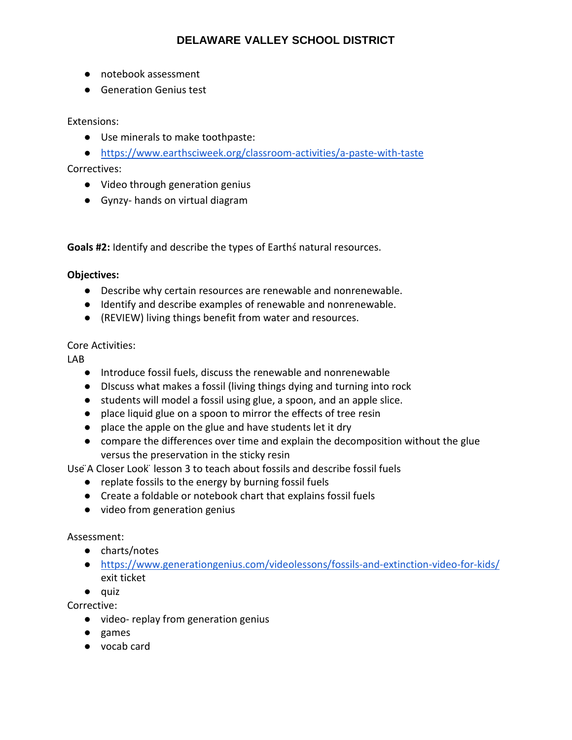- notebook assessment
- Generation Genius test

Extensions:

- Use minerals to make toothpaste:
- https://www.earthsciweek.org/classroom-activities/a-paste-with-taste

Correctives:

- Video through generation genius
- Gynzy- hands on virtual diagram

**Goals #2:** Identify and describe the types of Earthś natural resources.

**Objectives:**

- Describe why certain resources are renewable and nonrenewable.
- Identify and describe examples of renewable and nonrenewable.
- (REVIEW) living things benefit from water and resources.

Core Activities:

LAB

- Introduce fossil fuels, discuss the renewable and nonrenewable
- DIscuss what makes a fossil (living things dying and turning into rock
- students will model a fossil using glue, a spoon, and an apple slice.
- place liquid glue on a spoon to mirror the effects of tree resin
- place the apple on the glue and have students let it dry
- compare the differences over time and explain the decomposition without the glue versus the preservation in the sticky resin

Use¨A Closer Look¨ lesson 3 to teach about fossils and describe fossil fuels

- replate fossils to the energy by burning fossil fuels
- Create a foldable or notebook chart that explains fossil fuels
- video from generation genius

Assessment:

- charts/notes
- https://www.generationgenius.com/videolessons/fossils-and-extinction-video-for-kids/ exit ticket
- quiz

Corrective:

- video- replay from generation genius
- games
- vocab card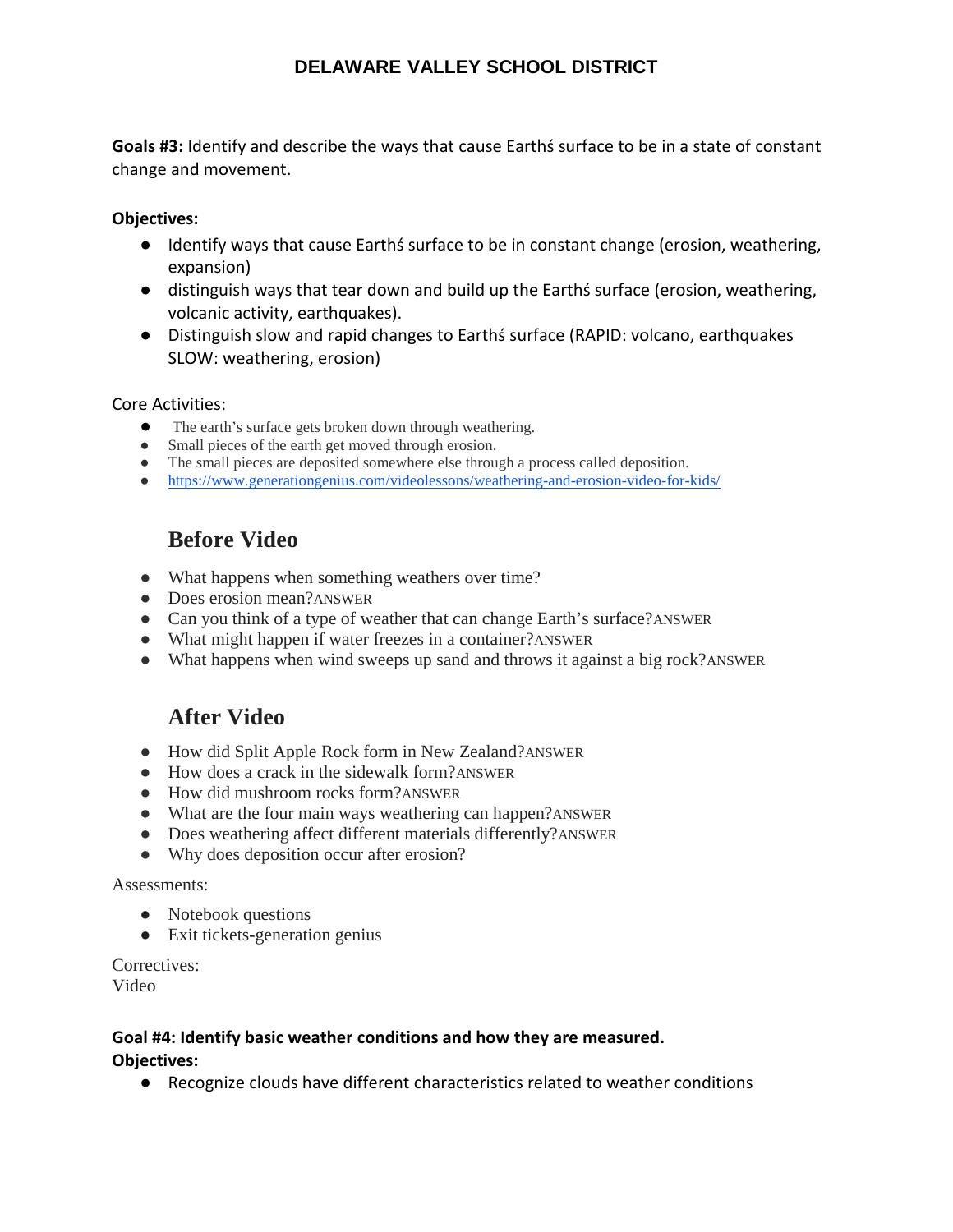**Goals #3:** Identify and describe the ways that cause Earthś surface to be in a state of constant change and movement.

**Objectives:**

- Identify ways that cause Earthś surface to be in constant change (erosion, weathering, expansion)
- distinguish ways that tear down and build up the Earthś surface (erosion, weathering, volcanic activity, earthquakes).
- Distinguish slow and rapid changes to Earthś surface (RAPID: volcano, earthquakes SLOW: weathering, erosion)

Core Activities:

- The earth's surface gets broken down through weathering.
- Small pieces of the earth get moved through erosion.
- The small pieces are deposited somewhere else through a process called deposition.
- https://www.generationgenius.com/videolessons/weathering-and-erosion-video-for-kids/

## Before Video

- What happens when something weathers over time?
- Does erosion mean?ANSWER
- Can you think of a type of weather that can change Earth's surface?ANSWER
- What might happen if water freezes in a container?ANSWER
- What happens when wind sweeps up sand and throws it against a big rock?ANSWER

## After Video

- How did Split Apple Rock form in New Zealand?ANSWER
- How does a crack in the sidewalk form?ANSWER
- How did mushroom rocks form?ANSWER
- What are the four main ways weathering can happen?ANSWER
- Does weathering affect different materials differently?ANSWER
- Why does deposition occur after erosion?

Assessments:

- Notebook questions
- Exit tickets-generation genius

Correctives:
Video

**Goal #4: Identify basic weather conditions and how they are measured.**
**Objectives:**

- Recognize clouds have different characteristics related to weather conditions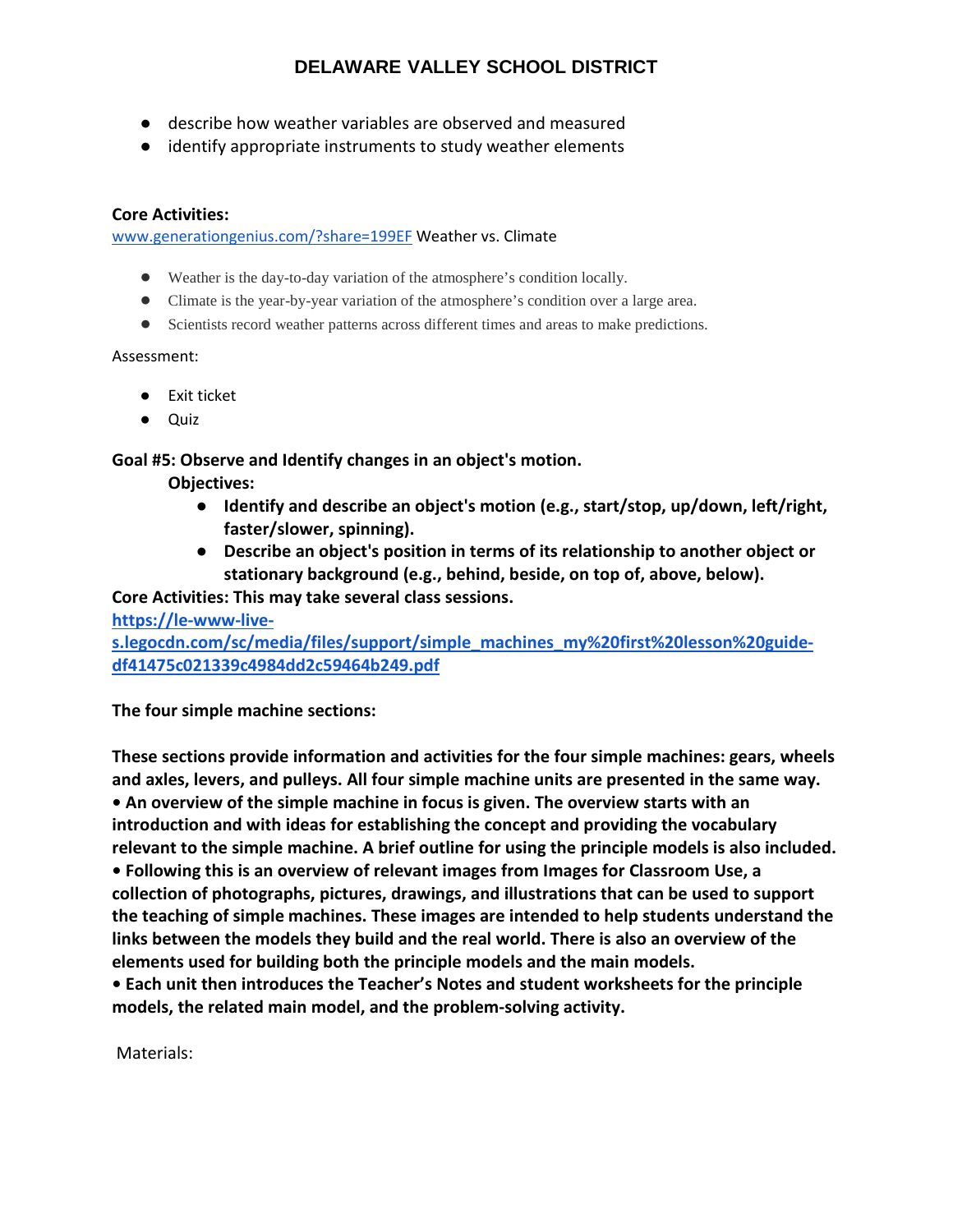- describe how weather variables are observed and measured
- identify appropriate instruments to study weather elements

**Core Activities:**

www.generationgenius.com/?share=199EF Weather vs. Climate

- Weather is the day-to-day variation of the atmosphere's condition locally.
- Climate is the year-by-year variation of the atmosphere's condition over a large area.
- Scientists record weather patterns across different times and areas to make predictions.

Assessment:

- Exit ticket
- Quiz

**Goal #5: Observe and Identify changes in an object's motion.**

**Objectives:**

- **Identify and describe an object's motion (e.g., start/stop, up/down, left/right, faster/slower, spinning).**
- **Describe an object's position in terms of its relationship to another object or stationary background (e.g., behind, beside, on top of, above, below).**

**Core Activities: This may take several class sessions.**

**https://le-www-live-s.legocdn.com/sc/media/files/support/simple_machines_my%20first%20lesson%20guide-df41475c021339c4984dd2c59464b249.pdf**

**The four simple machine sections:**

**These sections provide information and activities for the four simple machines: gears, wheels and axles, levers, and pulleys. All four simple machine units are presented in the same way.**
**• An overview of the simple machine in focus is given. The overview starts with an introduction and with ideas for establishing the concept and providing the vocabulary relevant to the simple machine. A brief outline for using the principle models is also included.**
**• Following this is an overview of relevant images from Images for Classroom Use, a collection of photographs, pictures, drawings, and illustrations that can be used to support the teaching of simple machines. These images are intended to help students understand the links between the models they build and the real world. There is also an overview of the elements used for building both the principle models and the main models.**
**• Each unit then introduces the Teacher's Notes and student worksheets for the principle models, the related main model, and the problem-solving activity.**

Materials: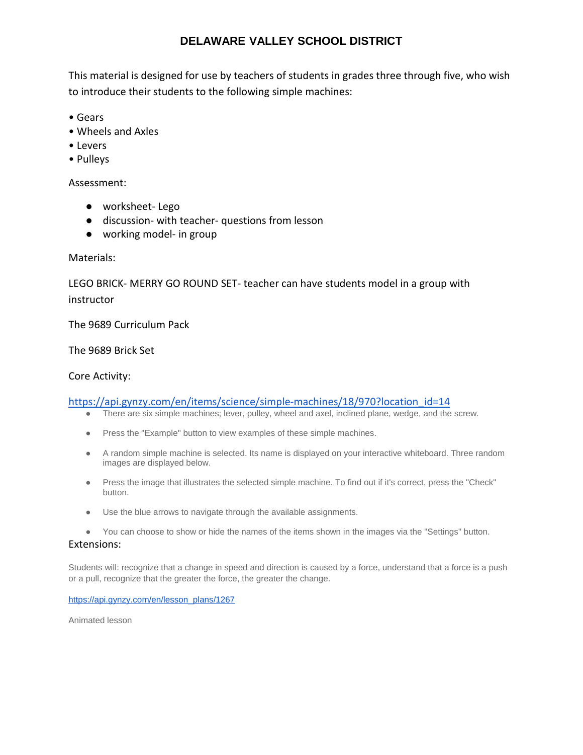# DELAWARE VALLEY SCHOOL DISTRICT

This material is designed for use by teachers of students in grades three through five, who wish to introduce their students to the following simple machines:

- Gears
- Wheels and Axles
- Levers
- Pulleys

Assessment:

- worksheet- Lego
- discussion- with teacher- questions from lesson
- working model- in group

Materials:

LEGO BRICK- MERRY GO ROUND SET- teacher can have students model in a group with instructor

The 9689 Curriculum Pack

The 9689 Brick Set

Core Activity:

https://api.gynzy.com/en/items/science/simple-machines/18/970?location_id=14

- There are six simple machines; lever, pulley, wheel and axel, inclined plane, wedge, and the screw.
- Press the "Example" button to view examples of these simple machines.
- A random simple machine is selected. Its name is displayed on your interactive whiteboard. Three random images are displayed below.
- Press the image that illustrates the selected simple machine. To find out if it's correct, press the "Check" button.
- Use the blue arrows to navigate through the available assignments.
- You can choose to show or hide the names of the items shown in the images via the "Settings" button.

Extensions:

Students will: recognize that a change in speed and direction is caused by a force, understand that a force is a push or a pull, recognize that the greater the force, the greater the change.

https://api.gynzy.com/en/lesson_plans/1267

Animated lesson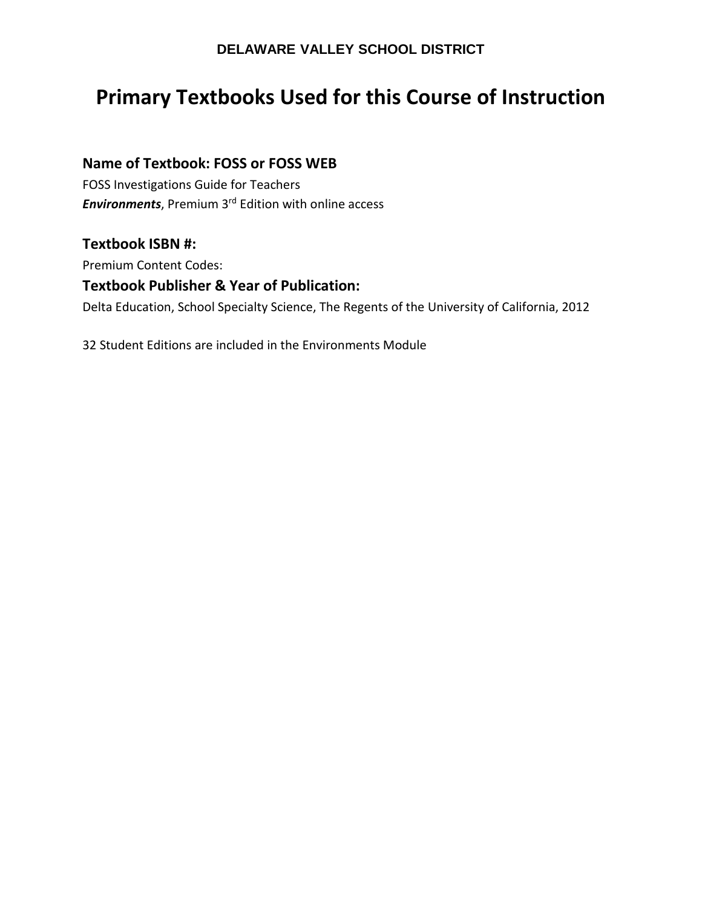**DELAWARE VALLEY SCHOOL DISTRICT**

# Primary Textbooks Used for this Course of Instruction

## Name of Textbook: FOSS or FOSS WEB

FOSS Investigations Guide for Teachers
***Environments***, Premium 3rd Edition with online access

## Textbook ISBN #:

Premium Content Codes:

## Textbook Publisher & Year of Publication:

Delta Education, School Specialty Science, The Regents of the University of California, 2012

32 Student Editions are included in the Environments Module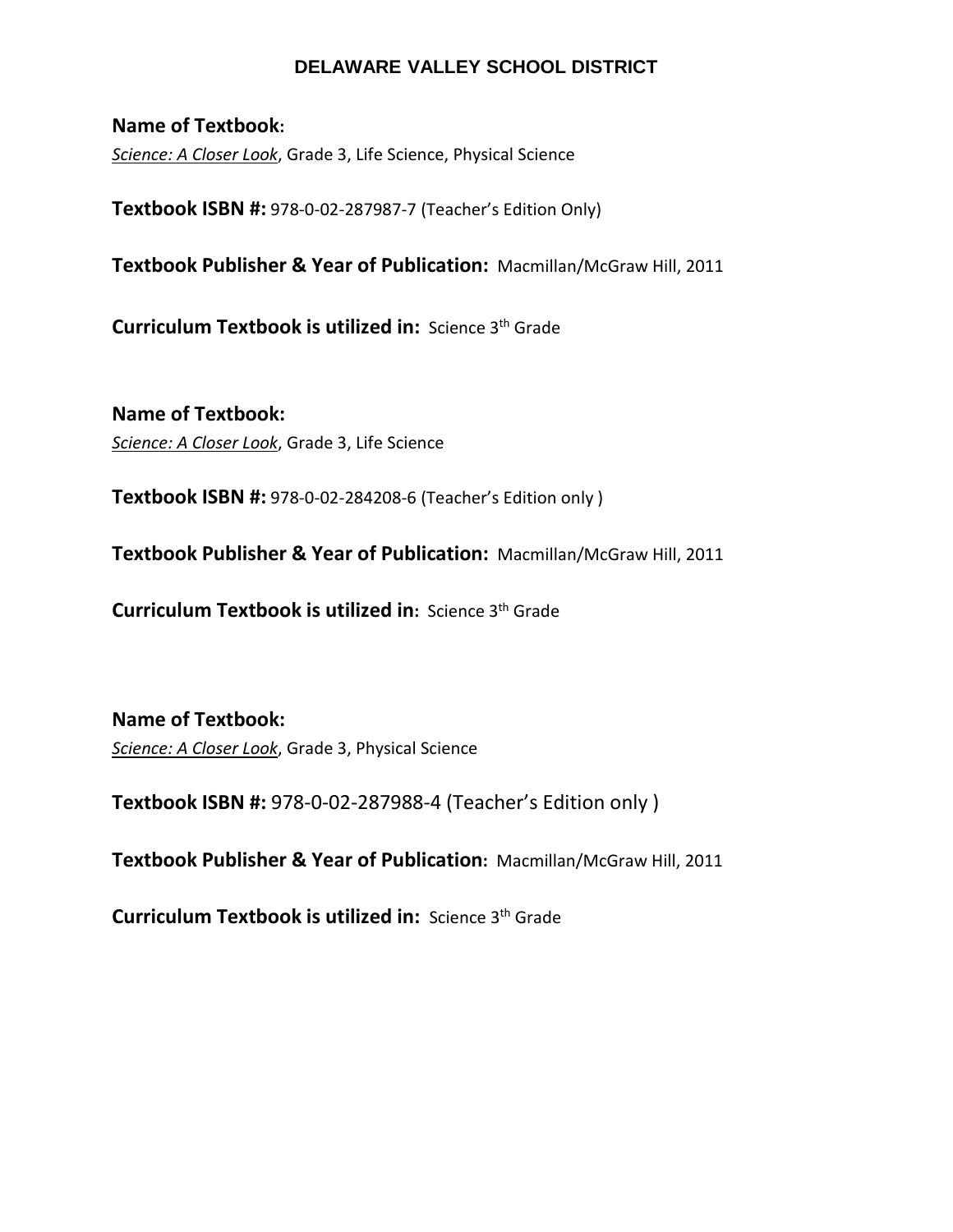# DELAWARE VALLEY SCHOOL DISTRICT

**Name of Textbook:**
*Science: A Closer Look*, Grade 3, Life Science, Physical Science

**Textbook ISBN #:** 978-0-02-287987-7 (Teacher's Edition Only)

**Textbook Publisher & Year of Publication:** Macmillan/McGraw Hill, 2011

**Curriculum Textbook is utilized in:** Science 3th Grade

**Name of Textbook:**
*Science: A Closer Look*, Grade 3, Life Science

**Textbook ISBN #:** 978-0-02-284208-6 (Teacher's Edition only )

**Textbook Publisher & Year of Publication:** Macmillan/McGraw Hill, 2011

**Curriculum Textbook is utilized in:** Science 3th Grade

**Name of Textbook:**
*Science: A Closer Look*, Grade 3, Physical Science

**Textbook ISBN #:** 978-0-02-287988-4 (Teacher's Edition only )

**Textbook Publisher & Year of Publication:** Macmillan/McGraw Hill, 2011

**Curriculum Textbook is utilized in:** Science 3th Grade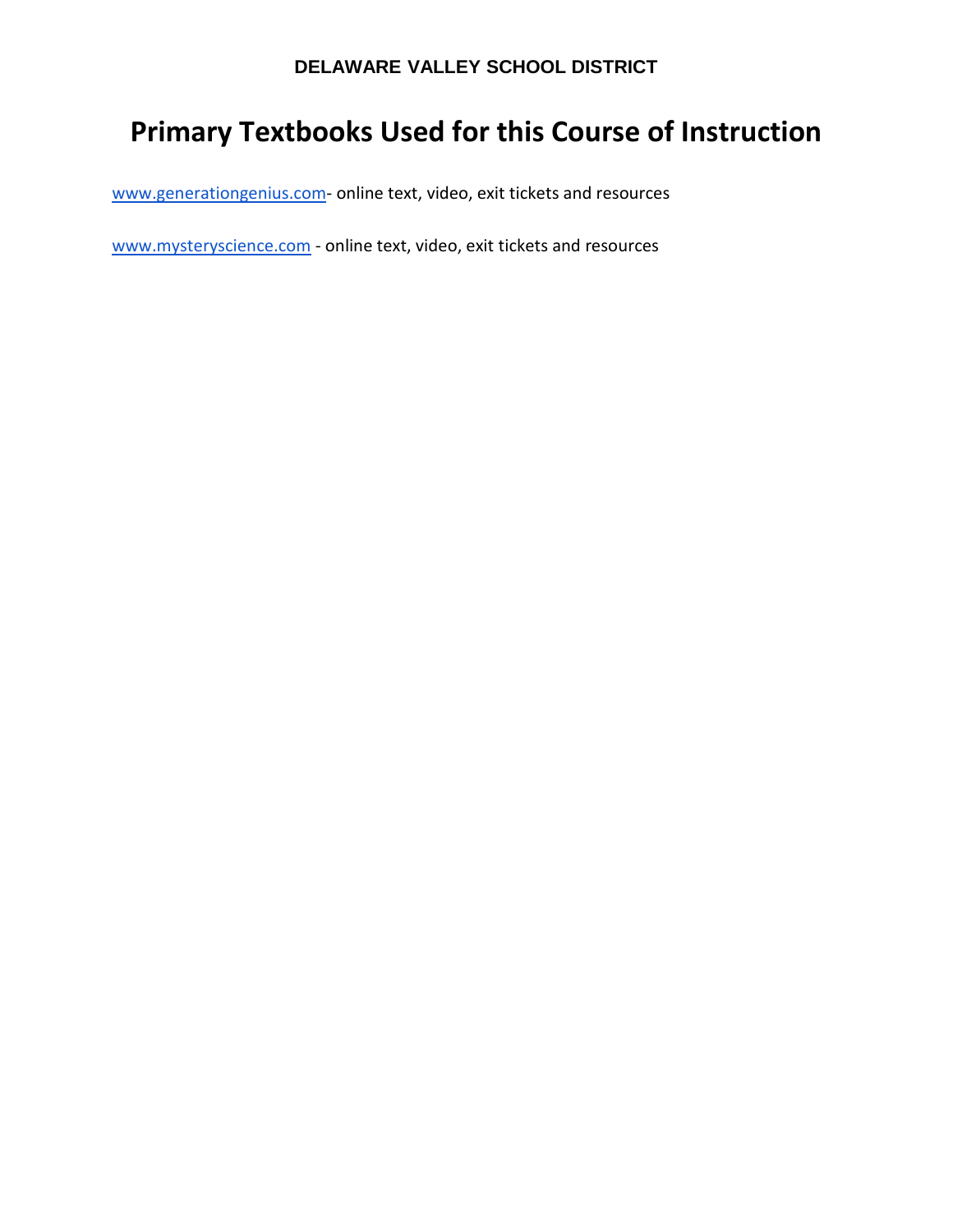DELAWARE VALLEY SCHOOL DISTRICT

# Primary Textbooks Used for this Course of Instruction

www.generationgenius.com- online text, video, exit tickets and resources

www.mysteryscience.com - online text, video, exit tickets and resources